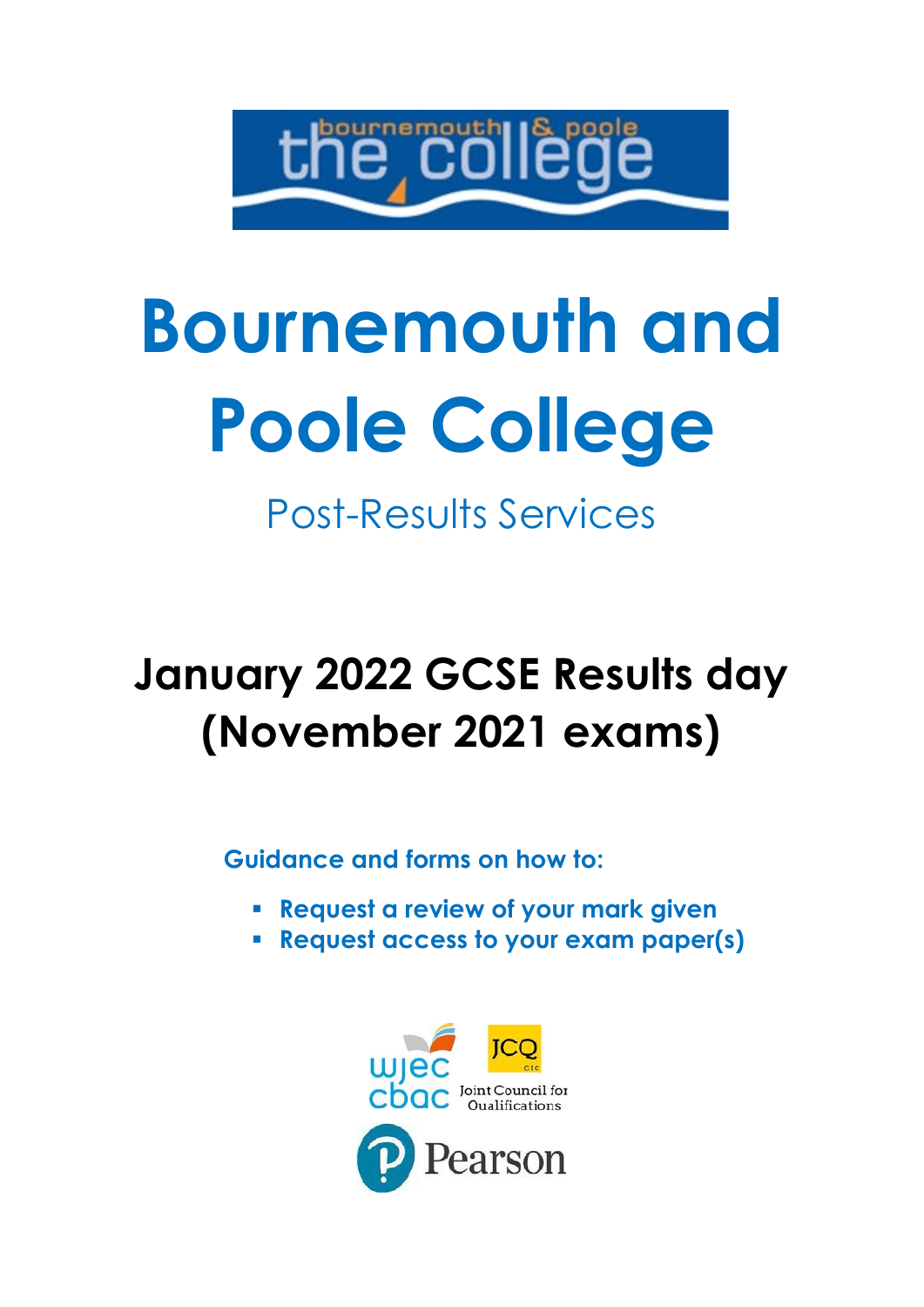# Bournemouth and Poole College

## Post-Results Services

## January 2022 GCSE Results day (November 2021 exams)

**Guidance and forms on how to:**

- **Request a review of your mark given**
- **Request access to your exam paper(s)**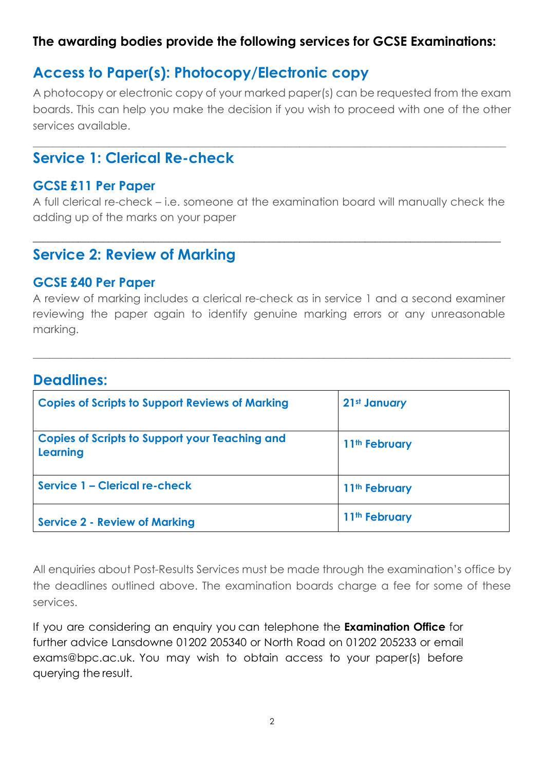**The awarding bodies provide the following services for GCSE Examinations:**

## Access to Paper(s): Photocopy/Electronic copy

A photocopy or electronic copy of your marked paper(s) can be requested from the exam boards. This can help you make the decision if you wish to proceed with one of the other services available.

---

## Service 1: Clerical Re-check

### GCSE £11 Per Paper

A full clerical re-check – i.e. someone at the examination board will manually check the adding up of the marks on your paper

---

## Service 2: Review of Marking

### GCSE £40 Per Paper

A review of marking includes a clerical re-check as in service 1 and a second examiner reviewing the paper again to identify genuine marking errors or any unreasonable marking.

---

## Deadlines:

| Service | Deadline |
|---|---|
| **Copies of Scripts to Support Reviews of Marking** | **21st January** |
| **Copies of Scripts to Support your Teaching and Learning** | **11th February** |
| **Service 1 – Clerical re-check** | **11th February** |
| **Service 2 - Review of Marking** | **11th February** |

All enquiries about Post-Results Services must be made through the examination's office by the deadlines outlined above. The examination boards charge a fee for some of these services.

If you are considering an enquiry you can telephone the **Examination Office** for further advice Lansdowne 01202 205340 or North Road on 01202 205233 or email exams@bpc.ac.uk. You may wish to obtain access to your paper(s) before querying the result.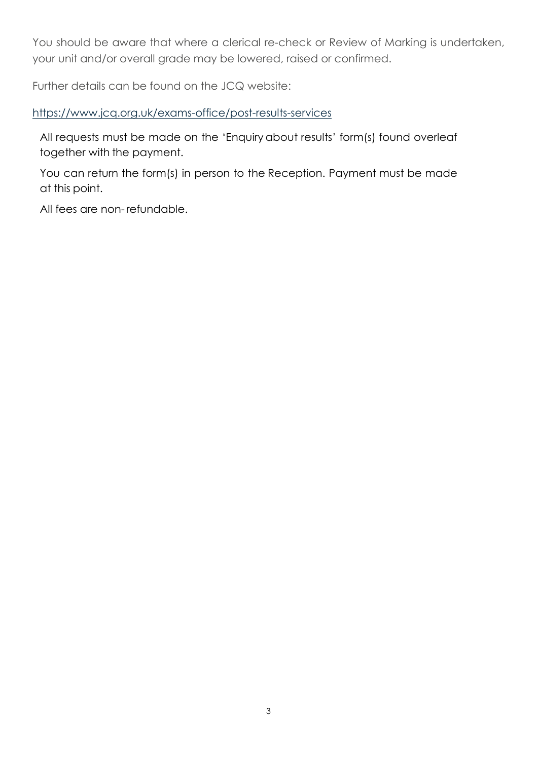You should be aware that where a clerical re-check or Review of Marking is undertaken, your unit and/or overall grade may be lowered, raised or confirmed.

Further details can be found on the JCQ website:

https://www.jcq.org.uk/exams-office/post-results-services

All requests must be made on the 'Enquiry about results' form(s) found overleaf together with the payment.

You can return the form(s) in person to the Reception. Payment must be made at this point.

All fees are non-refundable.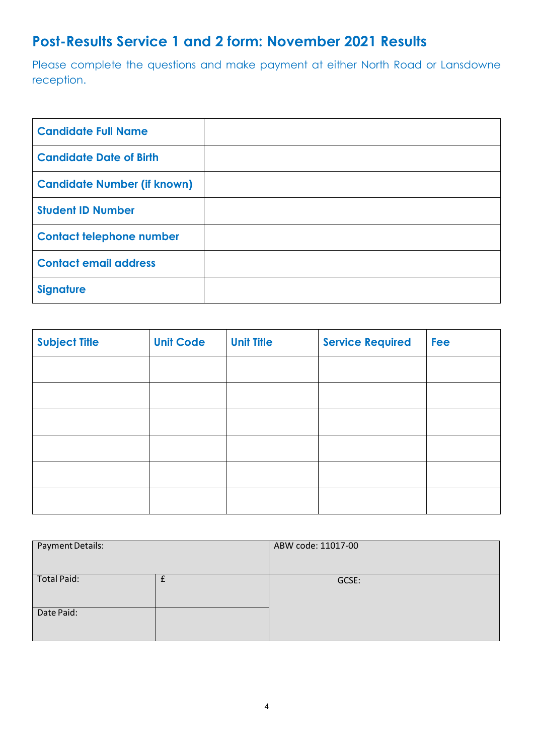## Post-Results Service 1 and 2 form: November 2021 Results

Please complete the questions and make payment at either North Road or Lansdowne reception.

| | |
|---|---|
| **Candidate Full Name** | |
| **Candidate Date of Birth** | |
| **Candidate Number (if known)** | |
| **Student ID Number** | |
| **Contact telephone number** | |
| **Contact email address** | |
| **Signature** | |

| Subject Title | Unit Code | Unit Title | Service Required | Fee |
|---|---|---|---|---|
| | | | | |
| | | | | |
| | | | | |
| | | | | |
| | | | | |
| | | | | |

| Payment Details: | | ABW code: 11017-00 |
|---|---|---|
| Total Paid: | £ | GCSE: |
| Date Paid: | | |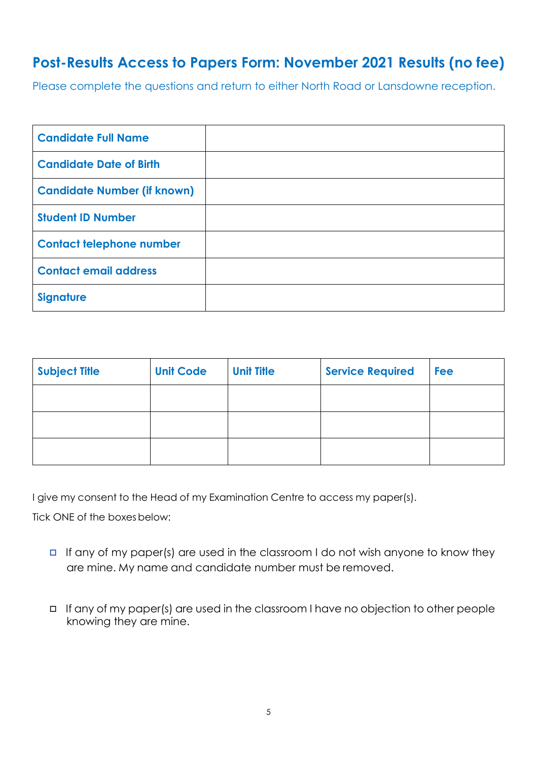## Post-Results Access to Papers Form: November 2021 Results (no fee)

Please complete the questions and return to either North Road or Lansdowne reception.

| | |
|---|---|
| **Candidate Full Name** | |
| **Candidate Date of Birth** | |
| **Candidate Number (if known)** | |
| **Student ID Number** | |
| **Contact telephone number** | |
| **Contact email address** | |
| **Signature** | |

| Subject Title | Unit Code | Unit Title | Service Required | Fee |
|---|---|---|---|---|
| | | | | |
| | | | | |
| | | | | |

I give my consent to the Head of my Examination Centre to access my paper(s).

Tick ONE of the boxes below:

- ☐ If any of my paper(s) are used in the classroom I do not wish anyone to know they are mine. My name and candidate number must be removed.

- ☐ If any of my paper(s) are used in the classroom I have no objection to other people knowing they are mine.